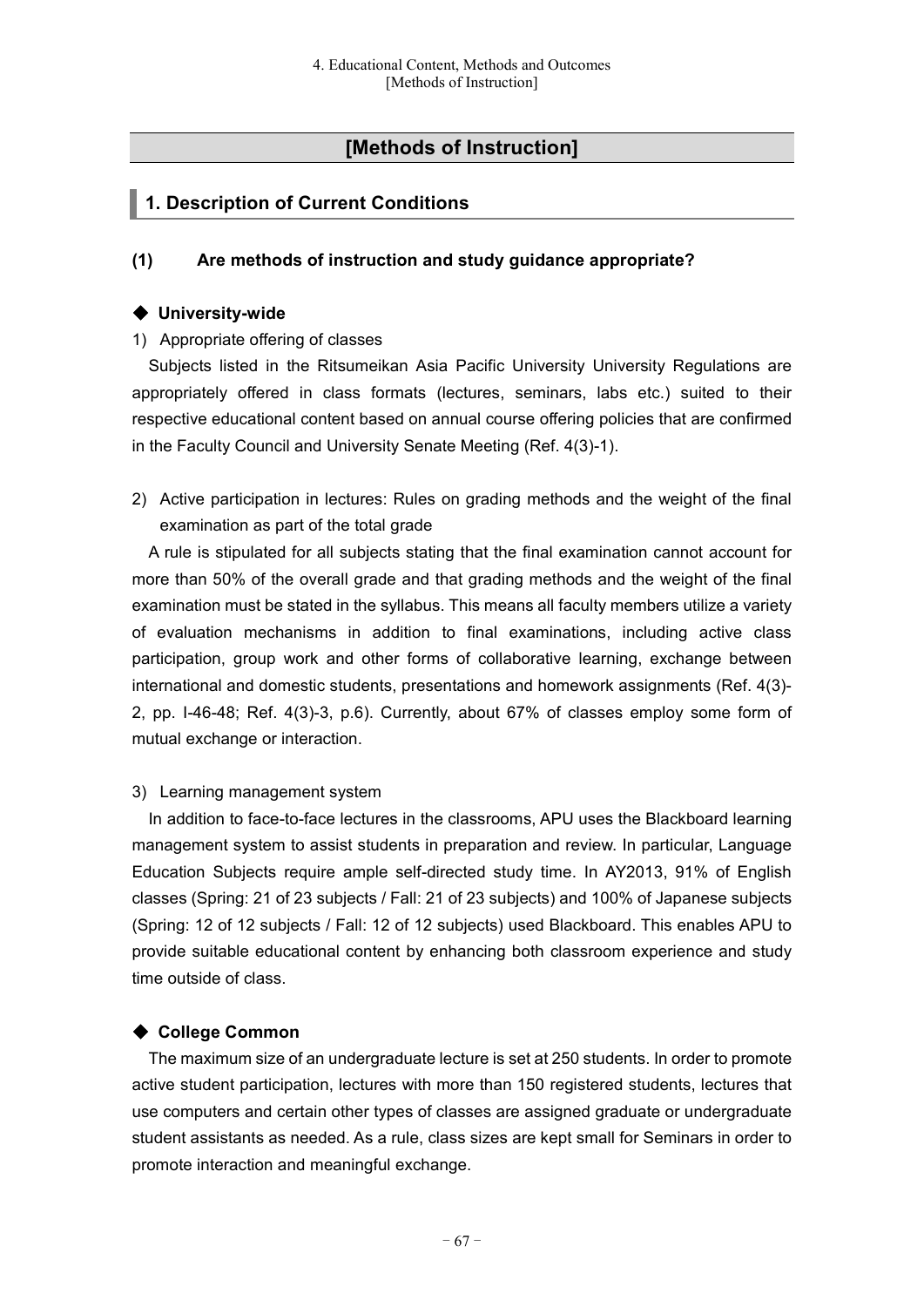# [Methods of Instruction]

## 1. Description of Current Conditions

### (1) Are methods of instruction and study guidance appropriate?

#### ◆ University-wide

1) Appropriate offering of classes

Subjects listed in the Ritsumeikan Asia Pacific University University Regulations are appropriately offered in class formats (lectures, seminars, labs etc.) suited to their respective educational content based on annual course offering policies that are confirmed in the Faculty Council and University Senate Meeting (Ref. 4(3)-1).

2) Active participation in lectures: Rules on grading methods and the weight of the final examination as part of the total grade

A rule is stipulated for all subjects stating that the final examination cannot account for more than 50% of the overall grade and that grading methods and the weight of the final examination must be stated in the syllabus. This means all faculty members utilize a variety of evaluation mechanisms in addition to final examinations, including active class participation, group work and other forms of collaborative learning, exchange between international and domestic students, presentations and homework assignments (Ref. 4(3)-2, pp. I-46-48; Ref. 4(3)-3, p.6). Currently, about 67% of classes employ some form of mutual exchange or interaction.

3) Learning management system

In addition to face-to-face lectures in the classrooms, APU uses the Blackboard learning management system to assist students in preparation and review. In particular, Language Education Subjects require ample self-directed study time. In AY2013, 91% of English classes (Spring: 21 of 23 subjects / Fall: 21 of 23 subjects) and 100% of Japanese subjects (Spring: 12 of 12 subjects / Fall: 12 of 12 subjects) used Blackboard. This enables APU to provide suitable educational content by enhancing both classroom experience and study time outside of class.

#### ◆ College Common

The maximum size of an undergraduate lecture is set at 250 students. In order to promote active student participation, lectures with more than 150 registered students, lectures that use computers and certain other types of classes are assigned graduate or undergraduate student assistants as needed. As a rule, class sizes are kept small for Seminars in order to promote interaction and meaningful exchange.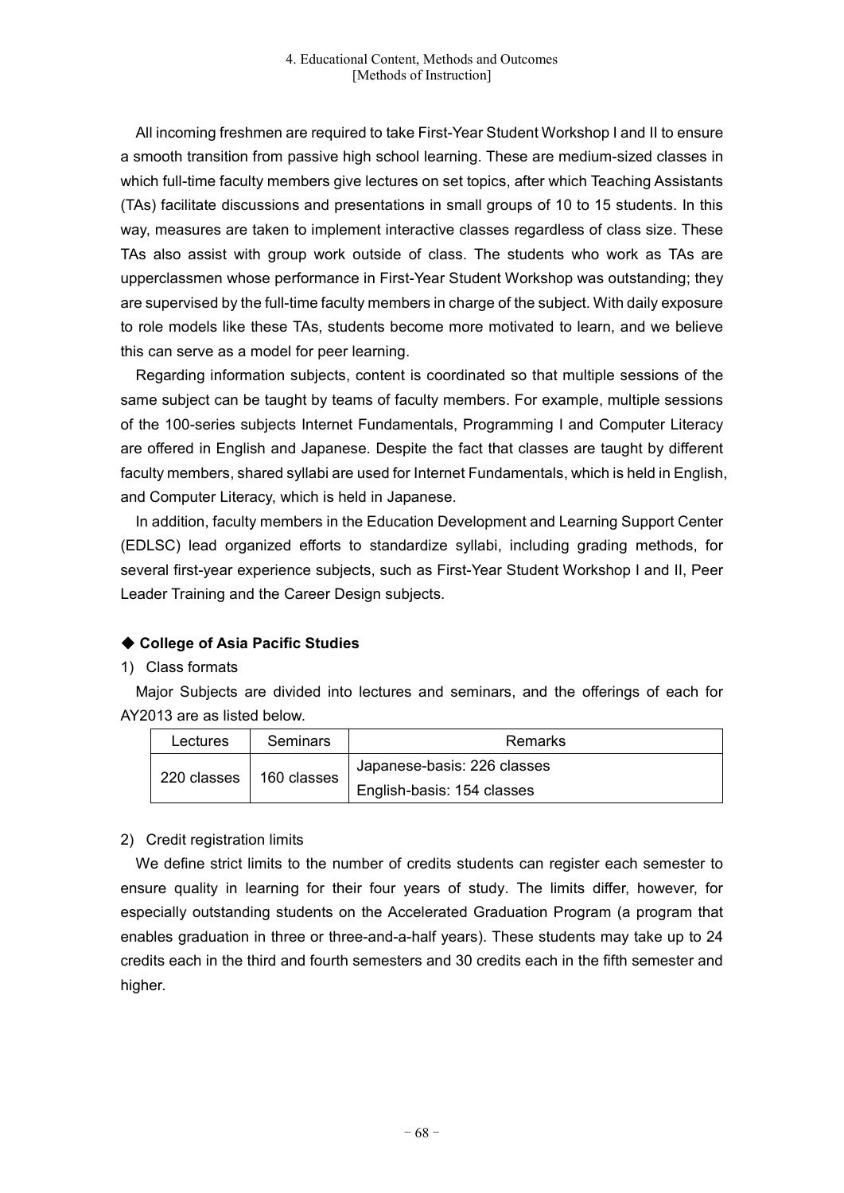All incoming freshmen are required to take First-Year Student Workshop I and II to ensure a smooth transition from passive high school learning. These are medium-sized classes in which full-time faculty members give lectures on set topics, after which Teaching Assistants (TAs) facilitate discussions and presentations in small groups of 10 to 15 students. In this way, measures are taken to implement interactive classes regardless of class size. These TAs also assist with group work outside of class. The students who work as TAs are upperclassmen whose performance in First-Year Student Workshop was outstanding; they are supervised by the full-time faculty members in charge of the subject. With daily exposure to role models like these TAs, students become more motivated to learn, and we believe this can serve as a model for peer learning.

Regarding information subjects, content is coordinated so that multiple sessions of the same subject can be taught by teams of faculty members. For example, multiple sessions of the 100-series subjects Internet Fundamentals, Programming I and Computer Literacy are offered in English and Japanese. Despite the fact that classes are taught by different faculty members, shared syllabi are used for Internet Fundamentals, which is held in English, and Computer Literacy, which is held in Japanese.

In addition, faculty members in the Education Development and Learning Support Center (EDLSC) lead organized efforts to standardize syllabi, including grading methods, for several first-year experience subjects, such as First-Year Student Workshop I and II, Peer Leader Training and the Career Design subjects.

### ◆ College of Asia Pacific Studies

1) Class formats

Major Subjects are divided into lectures and seminars, and the offerings of each for AY2013 are as listed below.

| Lectures | Seminars | Remarks |
|---|---|---|
| 220 classes | 160 classes | Japanese-basis: 226 classes |
| | | English-basis: 154 classes |

2) Credit registration limits

We define strict limits to the number of credits students can register each semester to ensure quality in learning for their four years of study. The limits differ, however, for especially outstanding students on the Accelerated Graduation Program (a program that enables graduation in three or three-and-a-half years). These students may take up to 24 credits each in the third and fourth semesters and 30 credits each in the fifth semester and higher.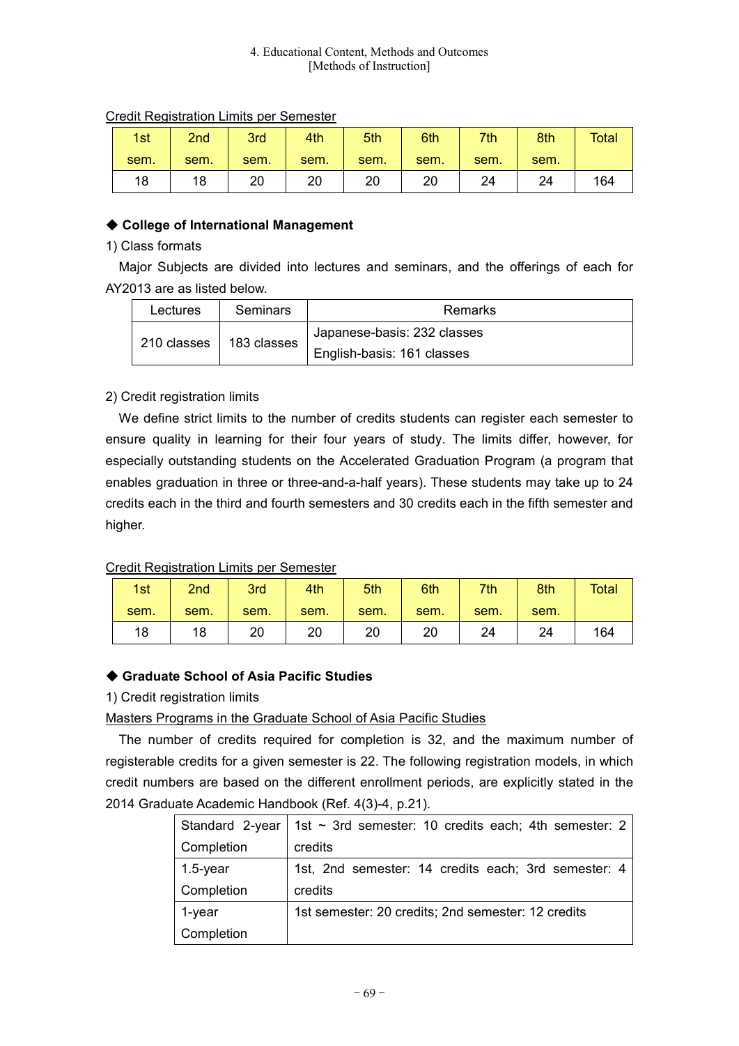Credit Registration Limits per Semester

| 1st sem. | 2nd sem. | 3rd sem. | 4th sem. | 5th sem. | 6th sem. | 7th sem. | 8th sem. | Total |
|---|---|---|---|---|---|---|---|---|
| 18 | 18 | 20 | 20 | 20 | 20 | 24 | 24 | 164 |

◆ **College of International Management**

1) Class formats

Major Subjects are divided into lectures and seminars, and the offerings of each for AY2013 are as listed below.

| Lectures | Seminars | Remarks |
|---|---|---|
| 210 classes | 183 classes | Japanese-basis: 232 classes<br>English-basis: 161 classes |

2) Credit registration limits

We define strict limits to the number of credits students can register each semester to ensure quality in learning for their four years of study. The limits differ, however, for especially outstanding students on the Accelerated Graduation Program (a program that enables graduation in three or three-and-a-half years). These students may take up to 24 credits each in the third and fourth semesters and 30 credits each in the fifth semester and higher.

Credit Registration Limits per Semester

| 1st sem. | 2nd sem. | 3rd sem. | 4th sem. | 5th sem. | 6th sem. | 7th sem. | 8th sem. | Total |
|---|---|---|---|---|---|---|---|---|
| 18 | 18 | 20 | 20 | 20 | 20 | 24 | 24 | 164 |

◆ **Graduate School of Asia Pacific Studies**

1) Credit registration limits

Masters Programs in the Graduate School of Asia Pacific Studies

The number of credits required for completion is 32, and the maximum number of registerable credits for a given semester is 22. The following registration models, in which credit numbers are based on the different enrollment periods, are explicitly stated in the 2014 Graduate Academic Handbook (Ref. 4(3)-4, p.21).

| | |
|---|---|
| Standard 2-year Completion | 1st ~ 3rd semester: 10 credits each; 4th semester: 2 credits |
| 1.5-year Completion | 1st, 2nd semester: 14 credits each; 3rd semester: 4 credits |
| 1-year Completion | 1st semester: 20 credits; 2nd semester: 12 credits |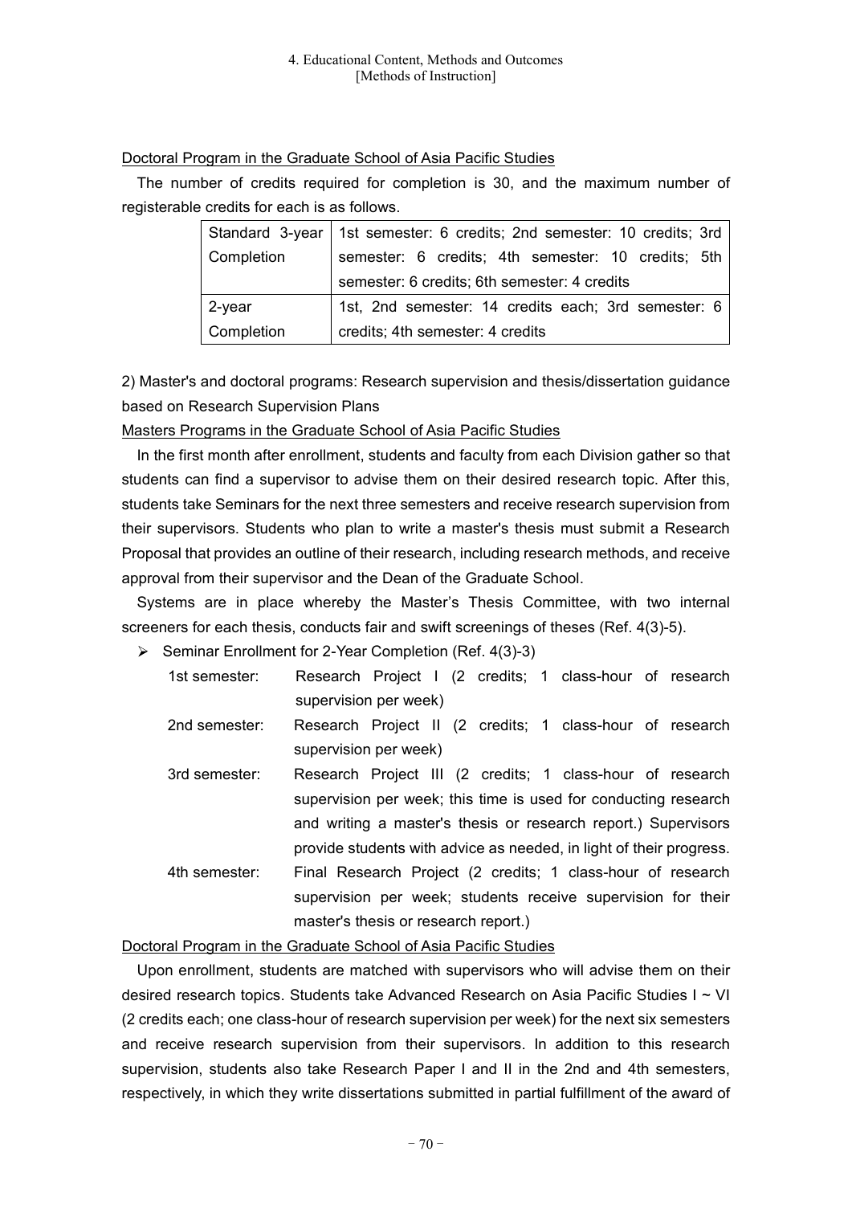Doctoral Program in the Graduate School of Asia Pacific Studies

The number of credits required for completion is 30, and the maximum number of registerable credits for each is as follows.

| | |
|---|---|
| Standard 3-year Completion | 1st semester: 6 credits; 2nd semester: 10 credits; 3rd semester: 6 credits; 4th semester: 10 credits; 5th semester: 6 credits; 6th semester: 4 credits |
| 2-year Completion | 1st, 2nd semester: 14 credits each; 3rd semester: 6 credits; 4th semester: 4 credits |

2) Master's and doctoral programs: Research supervision and thesis/dissertation guidance based on Research Supervision Plans

Masters Programs in the Graduate School of Asia Pacific Studies

In the first month after enrollment, students and faculty from each Division gather so that students can find a supervisor to advise them on their desired research topic. After this, students take Seminars for the next three semesters and receive research supervision from their supervisors. Students who plan to write a master's thesis must submit a Research Proposal that provides an outline of their research, including research methods, and receive approval from their supervisor and the Dean of the Graduate School.

Systems are in place whereby the Master's Thesis Committee, with two internal screeners for each thesis, conducts fair and swift screenings of theses (Ref. 4(3)-5).

- Seminar Enrollment for 2-Year Completion (Ref. 4(3)-3)
  - 1st semester: Research Project I (2 credits; 1 class-hour of research supervision per week)
  - 2nd semester: Research Project II (2 credits; 1 class-hour of research supervision per week)
  - 3rd semester: Research Project III (2 credits; 1 class-hour of research supervision per week; this time is used for conducting research and writing a master's thesis or research report.) Supervisors provide students with advice as needed, in light of their progress.
  - 4th semester: Final Research Project (2 credits; 1 class-hour of research supervision per week; students receive supervision for their master's thesis or research report.)

Doctoral Program in the Graduate School of Asia Pacific Studies

Upon enrollment, students are matched with supervisors who will advise them on their desired research topics. Students take Advanced Research on Asia Pacific Studies I ~ VI (2 credits each; one class-hour of research supervision per week) for the next six semesters and receive research supervision from their supervisors. In addition to this research supervision, students also take Research Paper I and II in the 2nd and 4th semesters, respectively, in which they write dissertations submitted in partial fulfillment of the award of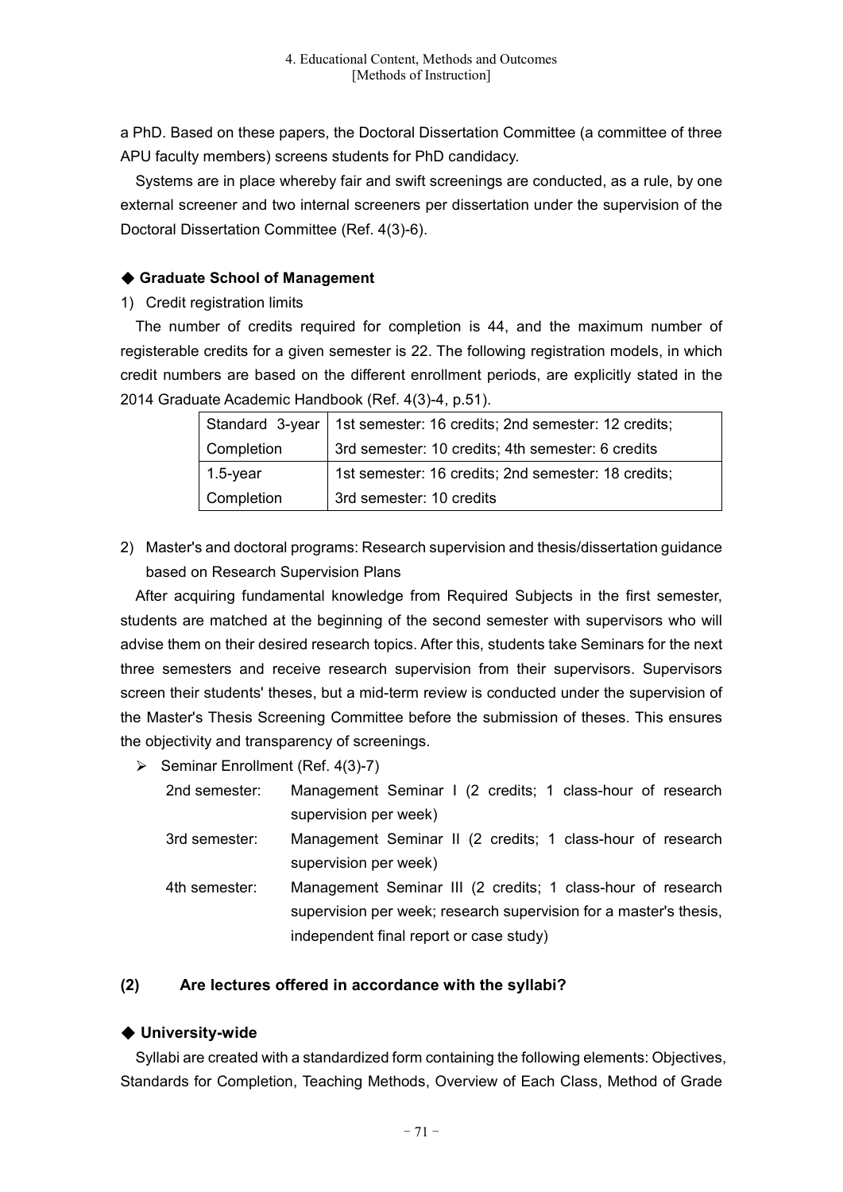a PhD. Based on these papers, the Doctoral Dissertation Committee (a committee of three APU faculty members) screens students for PhD candidacy.

Systems are in place whereby fair and swift screenings are conducted, as a rule, by one external screener and two internal screeners per dissertation under the supervision of the Doctoral Dissertation Committee (Ref. 4(3)-6).

### ◆ Graduate School of Management

1) Credit registration limits

The number of credits required for completion is 44, and the maximum number of registerable credits for a given semester is 22. The following registration models, in which credit numbers are based on the different enrollment periods, are explicitly stated in the 2014 Graduate Academic Handbook (Ref. 4(3)-4, p.51).

| | |
|---|---|
| Standard 3-year Completion | 1st semester: 16 credits; 2nd semester: 12 credits; 3rd semester: 10 credits; 4th semester: 6 credits |
| 1.5-year Completion | 1st semester: 16 credits; 2nd semester: 18 credits; 3rd semester: 10 credits |

2) Master's and doctoral programs: Research supervision and thesis/dissertation guidance based on Research Supervision Plans

After acquiring fundamental knowledge from Required Subjects in the first semester, students are matched at the beginning of the second semester with supervisors who will advise them on their desired research topics. After this, students take Seminars for the next three semesters and receive research supervision from their supervisors. Supervisors screen their students' theses, but a mid-term review is conducted under the supervision of the Master's Thesis Screening Committee before the submission of theses. This ensures the objectivity and transparency of screenings.

- Seminar Enrollment (Ref. 4(3)-7)
  - 2nd semester: Management Seminar I (2 credits; 1 class-hour of research supervision per week)
  - 3rd semester: Management Seminar II (2 credits; 1 class-hour of research supervision per week)
  - 4th semester: Management Seminar III (2 credits; 1 class-hour of research supervision per week; research supervision for a master's thesis, independent final report or case study)

### (2) Are lectures offered in accordance with the syllabi?

### ◆ University-wide

Syllabi are created with a standardized form containing the following elements: Objectives, Standards for Completion, Teaching Methods, Overview of Each Class, Method of Grade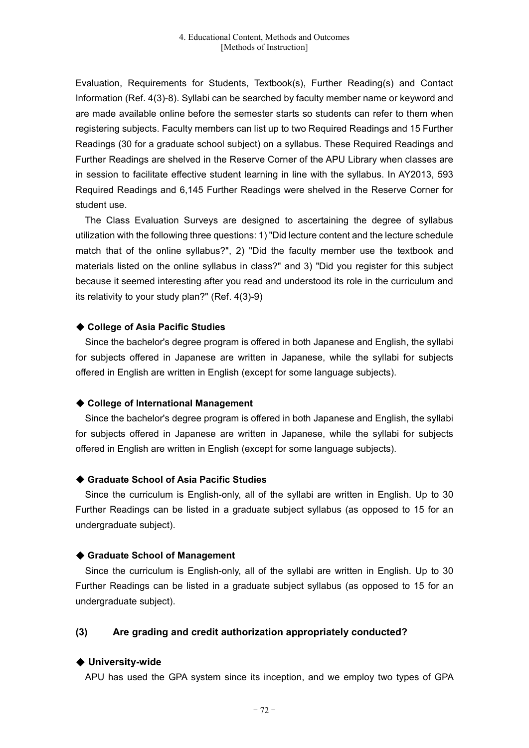Evaluation, Requirements for Students, Textbook(s), Further Reading(s) and Contact Information (Ref. 4(3)-8). Syllabi can be searched by faculty member name or keyword and are made available online before the semester starts so students can refer to them when registering subjects. Faculty members can list up to two Required Readings and 15 Further Readings (30 for a graduate school subject) on a syllabus. These Required Readings and Further Readings are shelved in the Reserve Corner of the APU Library when classes are in session to facilitate effective student learning in line with the syllabus. In AY2013, 593 Required Readings and 6,145 Further Readings were shelved in the Reserve Corner for student use.

The Class Evaluation Surveys are designed to ascertaining the degree of syllabus utilization with the following three questions: 1) "Did lecture content and the lecture schedule match that of the online syllabus?", 2) "Did the faculty member use the textbook and materials listed on the online syllabus in class?" and 3) "Did you register for this subject because it seemed interesting after you read and understood its role in the curriculum and its relativity to your study plan?" (Ref. 4(3)-9)

### ◆ College of Asia Pacific Studies

Since the bachelor's degree program is offered in both Japanese and English, the syllabi for subjects offered in Japanese are written in Japanese, while the syllabi for subjects offered in English are written in English (except for some language subjects).

### ◆ College of International Management

Since the bachelor's degree program is offered in both Japanese and English, the syllabi for subjects offered in Japanese are written in Japanese, while the syllabi for subjects offered in English are written in English (except for some language subjects).

### ◆ Graduate School of Asia Pacific Studies

Since the curriculum is English-only, all of the syllabi are written in English. Up to 30 Further Readings can be listed in a graduate subject syllabus (as opposed to 15 for an undergraduate subject).

### ◆ Graduate School of Management

Since the curriculum is English-only, all of the syllabi are written in English. Up to 30 Further Readings can be listed in a graduate subject syllabus (as opposed to 15 for an undergraduate subject).

## (3) Are grading and credit authorization appropriately conducted?

### ◆ University-wide

APU has used the GPA system since its inception, and we employ two types of GPA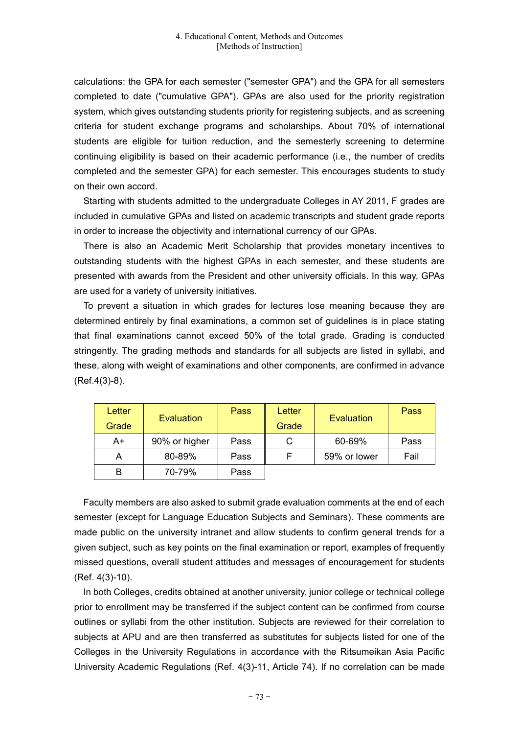calculations: the GPA for each semester ("semester GPA") and the GPA for all semesters completed to date ("cumulative GPA"). GPAs are also used for the priority registration system, which gives outstanding students priority for registering subjects, and as screening criteria for student exchange programs and scholarships. About 70% of international students are eligible for tuition reduction, and the semesterly screening to determine continuing eligibility is based on their academic performance (i.e., the number of credits completed and the semester GPA) for each semester. This encourages students to study on their own accord.

Starting with students admitted to the undergraduate Colleges in AY 2011, F grades are included in cumulative GPAs and listed on academic transcripts and student grade reports in order to increase the objectivity and international currency of our GPAs.

There is also an Academic Merit Scholarship that provides monetary incentives to outstanding students with the highest GPAs in each semester, and these students are presented with awards from the President and other university officials. In this way, GPAs are used for a variety of university initiatives.

To prevent a situation in which grades for lectures lose meaning because they are determined entirely by final examinations, a common set of guidelines is in place stating that final examinations cannot exceed 50% of the total grade. Grading is conducted stringently. The grading methods and standards for all subjects are listed in syllabi, and these, along with weight of examinations and other components, are confirmed in advance (Ref.4(3)-8).

| Letter Grade | Evaluation | Pass | Letter Grade | Evaluation | Pass |
|---|---|---|---|---|---|
| A+ | 90% or higher | Pass | C | 60-69% | Pass |
| A | 80-89% | Pass | F | 59% or lower | Fail |
| B | 70-79% | Pass | | | |

Faculty members are also asked to submit grade evaluation comments at the end of each semester (except for Language Education Subjects and Seminars). These comments are made public on the university intranet and allow students to confirm general trends for a given subject, such as key points on the final examination or report, examples of frequently missed questions, overall student attitudes and messages of encouragement for students (Ref. 4(3)-10).

In both Colleges, credits obtained at another university, junior college or technical college prior to enrollment may be transferred if the subject content can be confirmed from course outlines or syllabi from the other institution. Subjects are reviewed for their correlation to subjects at APU and are then transferred as substitutes for subjects listed for one of the Colleges in the University Regulations in accordance with the Ritsumeikan Asia Pacific University Academic Regulations (Ref. 4(3)-11, Article 74). If no correlation can be made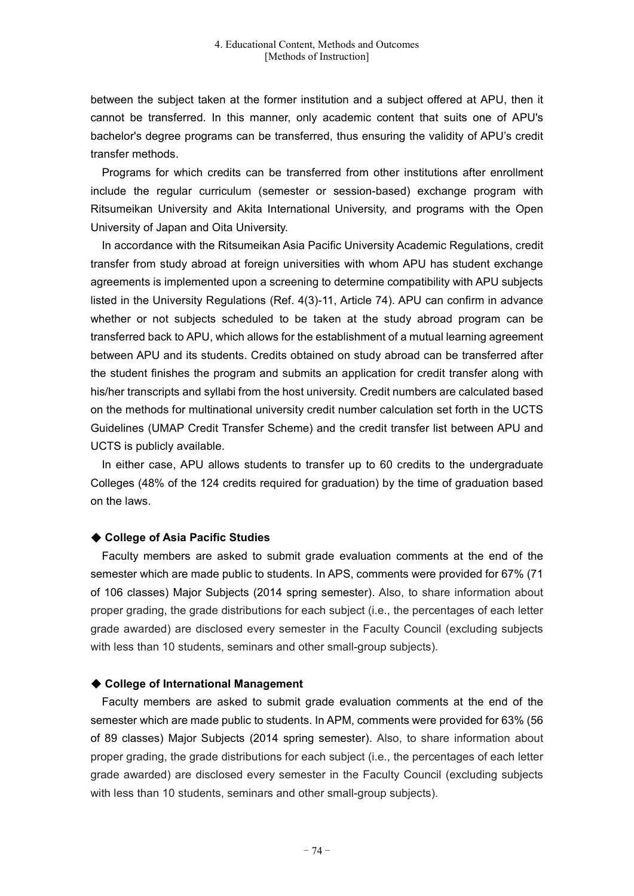between the subject taken at the former institution and a subject offered at APU, then it cannot be transferred. In this manner, only academic content that suits one of APU's bachelor's degree programs can be transferred, thus ensuring the validity of APU's credit transfer methods.

Programs for which credits can be transferred from other institutions after enrollment include the regular curriculum (semester or session-based) exchange program with Ritsumeikan University and Akita International University, and programs with the Open University of Japan and Oita University.

In accordance with the Ritsumeikan Asia Pacific University Academic Regulations, credit transfer from study abroad at foreign universities with whom APU has student exchange agreements is implemented upon a screening to determine compatibility with APU subjects listed in the University Regulations (Ref. 4(3)-11, Article 74). APU can confirm in advance whether or not subjects scheduled to be taken at the study abroad program can be transferred back to APU, which allows for the establishment of a mutual learning agreement between APU and its students. Credits obtained on study abroad can be transferred after the student finishes the program and submits an application for credit transfer along with his/her transcripts and syllabi from the host university. Credit numbers are calculated based on the methods for multinational university credit number calculation set forth in the UCTS Guidelines (UMAP Credit Transfer Scheme) and the credit transfer list between APU and UCTS is publicly available.

In either case, APU allows students to transfer up to 60 credits to the undergraduate Colleges (48% of the 124 credits required for graduation) by the time of graduation based on the laws.

### ◆ College of Asia Pacific Studies

Faculty members are asked to submit grade evaluation comments at the end of the semester which are made public to students. In APS, comments were provided for 67% (71 of 106 classes) Major Subjects (2014 spring semester). Also, to share information about proper grading, the grade distributions for each subject (i.e., the percentages of each letter grade awarded) are disclosed every semester in the Faculty Council (excluding subjects with less than 10 students, seminars and other small-group subjects).

### ◆ College of International Management

Faculty members are asked to submit grade evaluation comments at the end of the semester which are made public to students. In APM, comments were provided for 63% (56 of 89 classes) Major Subjects (2014 spring semester). Also, to share information about proper grading, the grade distributions for each subject (i.e., the percentages of each letter grade awarded) are disclosed every semester in the Faculty Council (excluding subjects with less than 10 students, seminars and other small-group subjects).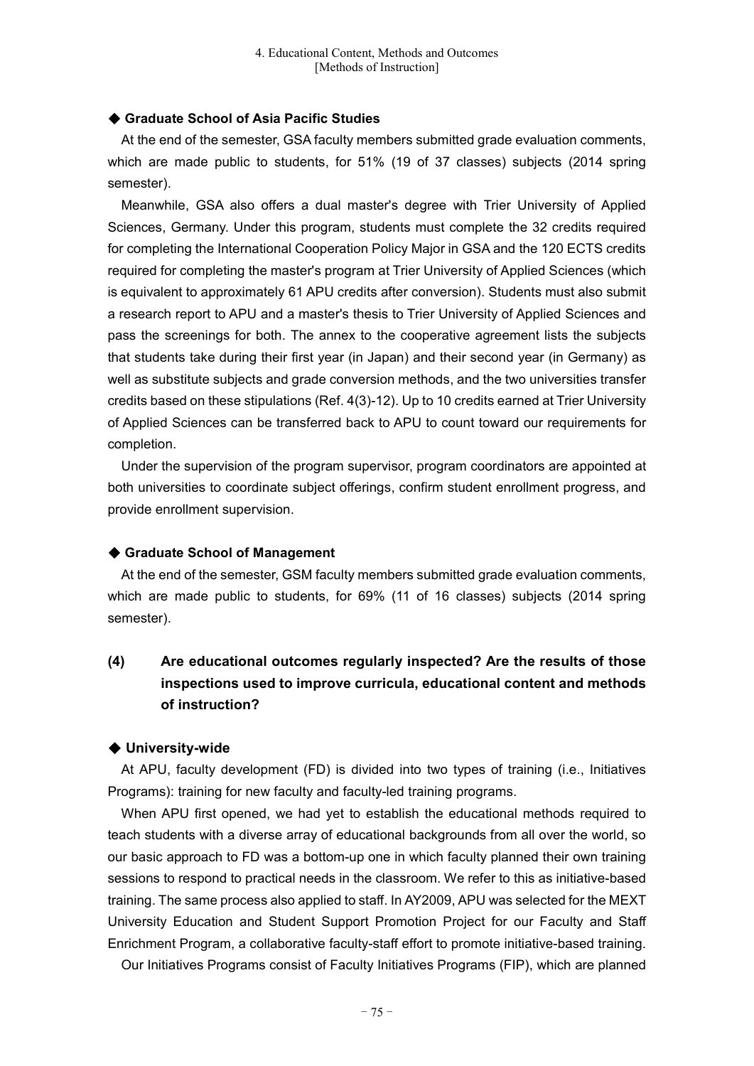### ◆ Graduate School of Asia Pacific Studies

At the end of the semester, GSA faculty members submitted grade evaluation comments, which are made public to students, for 51% (19 of 37 classes) subjects (2014 spring semester).

Meanwhile, GSA also offers a dual master's degree with Trier University of Applied Sciences, Germany. Under this program, students must complete the 32 credits required for completing the International Cooperation Policy Major in GSA and the 120 ECTS credits required for completing the master's program at Trier University of Applied Sciences (which is equivalent to approximately 61 APU credits after conversion). Students must also submit a research report to APU and a master's thesis to Trier University of Applied Sciences and pass the screenings for both. The annex to the cooperative agreement lists the subjects that students take during their first year (in Japan) and their second year (in Germany) as well as substitute subjects and grade conversion methods, and the two universities transfer credits based on these stipulations (Ref. 4(3)-12). Up to 10 credits earned at Trier University of Applied Sciences can be transferred back to APU to count toward our requirements for completion.

Under the supervision of the program supervisor, program coordinators are appointed at both universities to coordinate subject offerings, confirm student enrollment progress, and provide enrollment supervision.

### ◆ Graduate School of Management

At the end of the semester, GSM faculty members submitted grade evaluation comments, which are made public to students, for 69% (11 of 16 classes) subjects (2014 spring semester).

## (4) Are educational outcomes regularly inspected? Are the results of those inspections used to improve curricula, educational content and methods of instruction?

### ◆ University-wide

At APU, faculty development (FD) is divided into two types of training (i.e., Initiatives Programs): training for new faculty and faculty-led training programs.

When APU first opened, we had yet to establish the educational methods required to teach students with a diverse array of educational backgrounds from all over the world, so our basic approach to FD was a bottom-up one in which faculty planned their own training sessions to respond to practical needs in the classroom. We refer to this as initiative-based training. The same process also applied to staff. In AY2009, APU was selected for the MEXT University Education and Student Support Promotion Project for our Faculty and Staff Enrichment Program, a collaborative faculty-staff effort to promote initiative-based training.

Our Initiatives Programs consist of Faculty Initiatives Programs (FIP), which are planned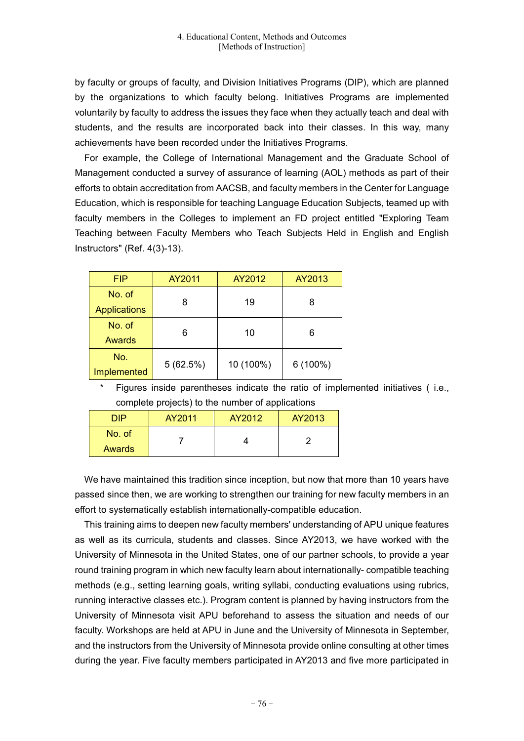by faculty or groups of faculty, and Division Initiatives Programs (DIP), which are planned by the organizations to which faculty belong. Initiatives Programs are implemented voluntarily by faculty to address the issues they face when they actually teach and deal with students, and the results are incorporated back into their classes. In this way, many achievements have been recorded under the Initiatives Programs.

For example, the College of International Management and the Graduate School of Management conducted a survey of assurance of learning (AOL) methods as part of their efforts to obtain accreditation from AACSB, and faculty members in the Center for Language Education, which is responsible for teaching Language Education Subjects, teamed up with faculty members in the Colleges to implement an FD project entitled "Exploring Team Teaching between Faculty Members who Teach Subjects Held in English and English Instructors" (Ref. 4(3)-13).

| FIP | AY2011 | AY2012 | AY2013 |
|---|---|---|---|
| No. of Applications | 8 | 19 | 8 |
| No. of Awards | 6 | 10 | 6 |
| No. Implemented | 5 (62.5%) | 10 (100%) | 6 (100%) |

\* Figures inside parentheses indicate the ratio of implemented initiatives ( i.e., complete projects) to the number of applications

| DIP | AY2011 | AY2012 | AY2013 |
|---|---|---|---|
| No. of Awards | 7 | 4 | 2 |

We have maintained this tradition since inception, but now that more than 10 years have passed since then, we are working to strengthen our training for new faculty members in an effort to systematically establish internationally-compatible education.

This training aims to deepen new faculty members' understanding of APU unique features as well as its curricula, students and classes. Since AY2013, we have worked with the University of Minnesota in the United States, one of our partner schools, to provide a year round training program in which new faculty learn about internationally- compatible teaching methods (e.g., setting learning goals, writing syllabi, conducting evaluations using rubrics, running interactive classes etc.). Program content is planned by having instructors from the University of Minnesota visit APU beforehand to assess the situation and needs of our faculty. Workshops are held at APU in June and the University of Minnesota in September, and the instructors from the University of Minnesota provide online consulting at other times during the year. Five faculty members participated in AY2013 and five more participated in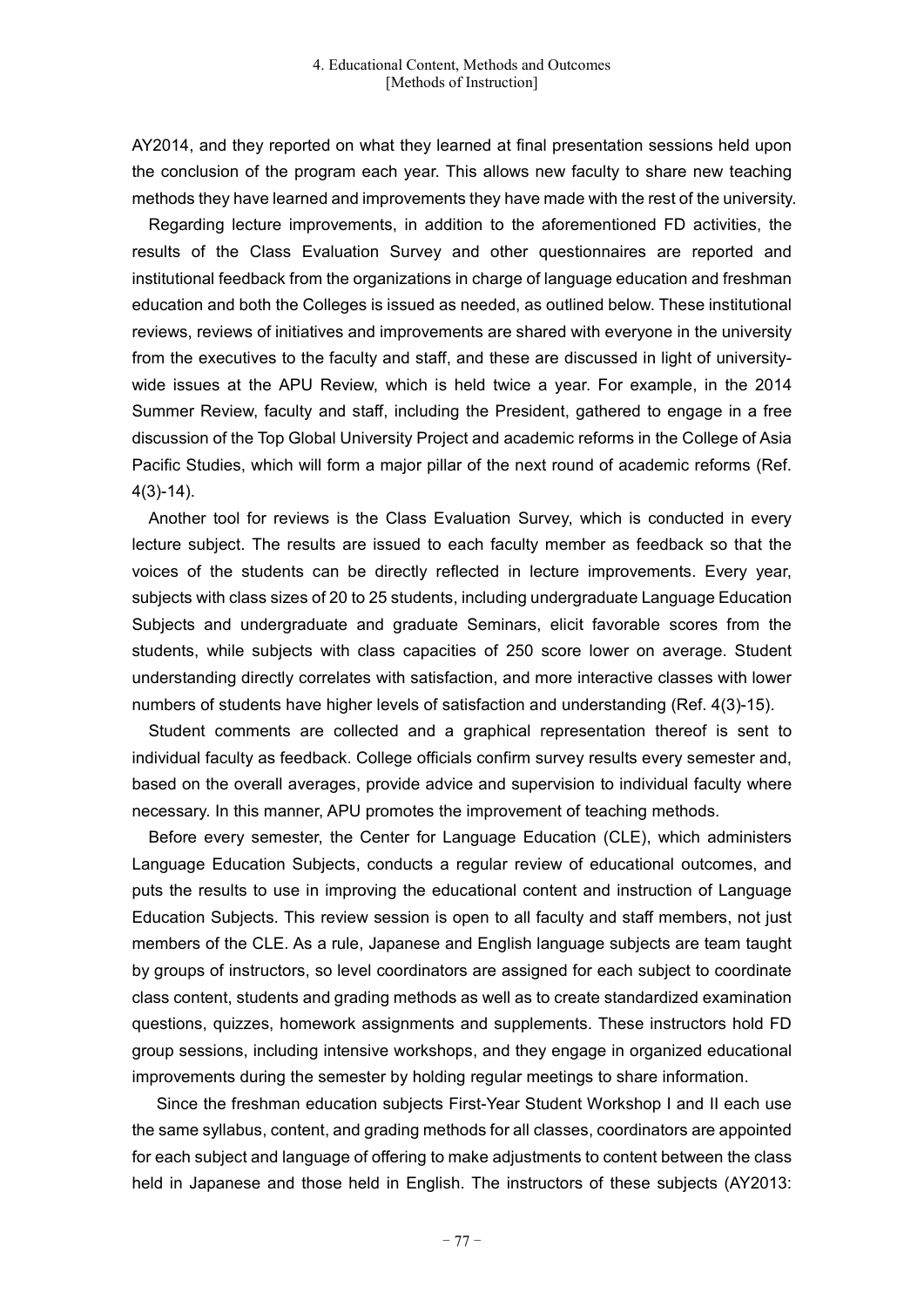AY2014, and they reported on what they learned at final presentation sessions held upon the conclusion of the program each year. This allows new faculty to share new teaching methods they have learned and improvements they have made with the rest of the university.

Regarding lecture improvements, in addition to the aforementioned FD activities, the results of the Class Evaluation Survey and other questionnaires are reported and institutional feedback from the organizations in charge of language education and freshman education and both the Colleges is issued as needed, as outlined below. These institutional reviews, reviews of initiatives and improvements are shared with everyone in the university from the executives to the faculty and staff, and these are discussed in light of university-wide issues at the APU Review, which is held twice a year. For example, in the 2014 Summer Review, faculty and staff, including the President, gathered to engage in a free discussion of the Top Global University Project and academic reforms in the College of Asia Pacific Studies, which will form a major pillar of the next round of academic reforms (Ref. 4(3)-14).

Another tool for reviews is the Class Evaluation Survey, which is conducted in every lecture subject. The results are issued to each faculty member as feedback so that the voices of the students can be directly reflected in lecture improvements. Every year, subjects with class sizes of 20 to 25 students, including undergraduate Language Education Subjects and undergraduate and graduate Seminars, elicit favorable scores from the students, while subjects with class capacities of 250 score lower on average. Student understanding directly correlates with satisfaction, and more interactive classes with lower numbers of students have higher levels of satisfaction and understanding (Ref. 4(3)-15).

Student comments are collected and a graphical representation thereof is sent to individual faculty as feedback. College officials confirm survey results every semester and, based on the overall averages, provide advice and supervision to individual faculty where necessary. In this manner, APU promotes the improvement of teaching methods.

Before every semester, the Center for Language Education (CLE), which administers Language Education Subjects, conducts a regular review of educational outcomes, and puts the results to use in improving the educational content and instruction of Language Education Subjects. This review session is open to all faculty and staff members, not just members of the CLE. As a rule, Japanese and English language subjects are team taught by groups of instructors, so level coordinators are assigned for each subject to coordinate class content, students and grading methods as well as to create standardized examination questions, quizzes, homework assignments and supplements. These instructors hold FD group sessions, including intensive workshops, and they engage in organized educational improvements during the semester by holding regular meetings to share information.

Since the freshman education subjects First-Year Student Workshop I and II each use the same syllabus, content, and grading methods for all classes, coordinators are appointed for each subject and language of offering to make adjustments to content between the class held in Japanese and those held in English. The instructors of these subjects (AY2013: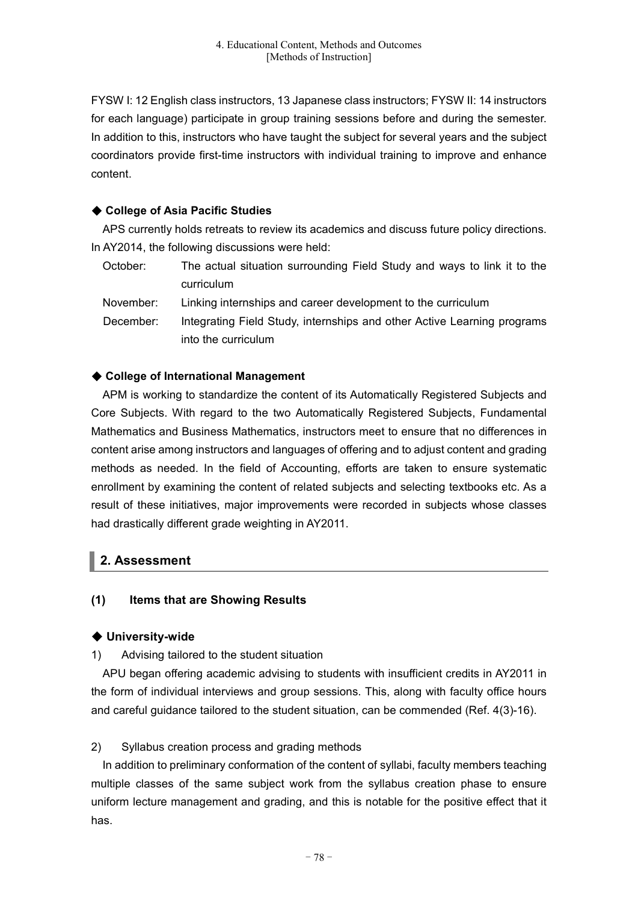FYSW I: 12 English class instructors, 13 Japanese class instructors; FYSW II: 14 instructors for each language) participate in group training sessions before and during the semester. In addition to this, instructors who have taught the subject for several years and the subject coordinators provide first-time instructors with individual training to improve and enhance content.

### ◆ College of Asia Pacific Studies

APS currently holds retreats to review its academics and discuss future policy directions. In AY2014, the following discussions were held:

| | |
|---|---|
| October: | The actual situation surrounding Field Study and ways to link it to the curriculum |
| November: | Linking internships and career development to the curriculum |
| December: | Integrating Field Study, internships and other Active Learning programs into the curriculum |

### ◆ College of International Management

APM is working to standardize the content of its Automatically Registered Subjects and Core Subjects. With regard to the two Automatically Registered Subjects, Fundamental Mathematics and Business Mathematics, instructors meet to ensure that no differences in content arise among instructors and languages of offering and to adjust content and grading methods as needed. In the field of Accounting, efforts are taken to ensure systematic enrollment by examining the content of related subjects and selecting textbooks etc. As a result of these initiatives, major improvements were recorded in subjects whose classes had drastically different grade weighting in AY2011.

## 2. Assessment

### (1) Items that are Showing Results

### ◆ University-wide

1) Advising tailored to the student situation

APU began offering academic advising to students with insufficient credits in AY2011 in the form of individual interviews and group sessions. This, along with faculty office hours and careful guidance tailored to the student situation, can be commended (Ref. 4(3)-16).

2) Syllabus creation process and grading methods

In addition to preliminary conformation of the content of syllabi, faculty members teaching multiple classes of the same subject work from the syllabus creation phase to ensure uniform lecture management and grading, and this is notable for the positive effect that it has.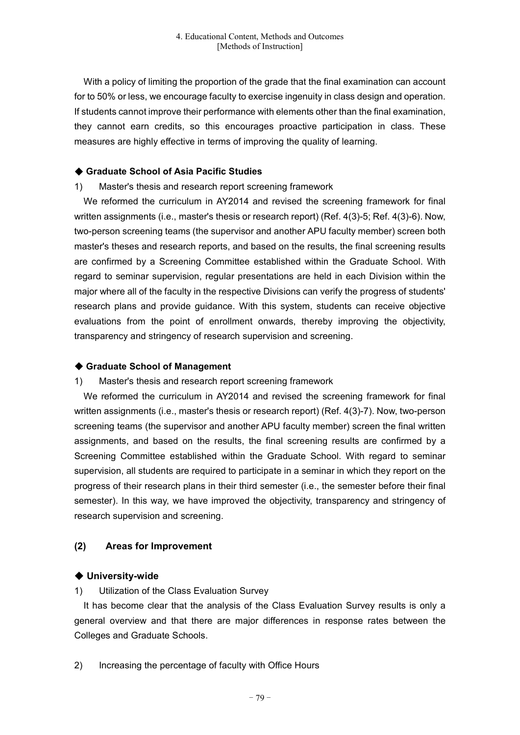With a policy of limiting the proportion of the grade that the final examination can account for to 50% or less, we encourage faculty to exercise ingenuity in class design and operation. If students cannot improve their performance with elements other than the final examination, they cannot earn credits, so this encourages proactive participation in class. These measures are highly effective in terms of improving the quality of learning.

### ◆ Graduate School of Asia Pacific Studies

1) Master's thesis and research report screening framework

We reformed the curriculum in AY2014 and revised the screening framework for final written assignments (i.e., master's thesis or research report) (Ref. 4(3)-5; Ref. 4(3)-6). Now, two-person screening teams (the supervisor and another APU faculty member) screen both master's theses and research reports, and based on the results, the final screening results are confirmed by a Screening Committee established within the Graduate School. With regard to seminar supervision, regular presentations are held in each Division within the major where all of the faculty in the respective Divisions can verify the progress of students' research plans and provide guidance. With this system, students can receive objective evaluations from the point of enrollment onwards, thereby improving the objectivity, transparency and stringency of research supervision and screening.

### ◆ Graduate School of Management

1) Master's thesis and research report screening framework

We reformed the curriculum in AY2014 and revised the screening framework for final written assignments (i.e., master's thesis or research report) (Ref. 4(3)-7). Now, two-person screening teams (the supervisor and another APU faculty member) screen the final written assignments, and based on the results, the final screening results are confirmed by a Screening Committee established within the Graduate School. With regard to seminar supervision, all students are required to participate in a seminar in which they report on the progress of their research plans in their third semester (i.e., the semester before their final semester). In this way, we have improved the objectivity, transparency and stringency of research supervision and screening.

## (2) Areas for Improvement

### ◆ University-wide

1) Utilization of the Class Evaluation Survey

It has become clear that the analysis of the Class Evaluation Survey results is only a general overview and that there are major differences in response rates between the Colleges and Graduate Schools.

2) Increasing the percentage of faculty with Office Hours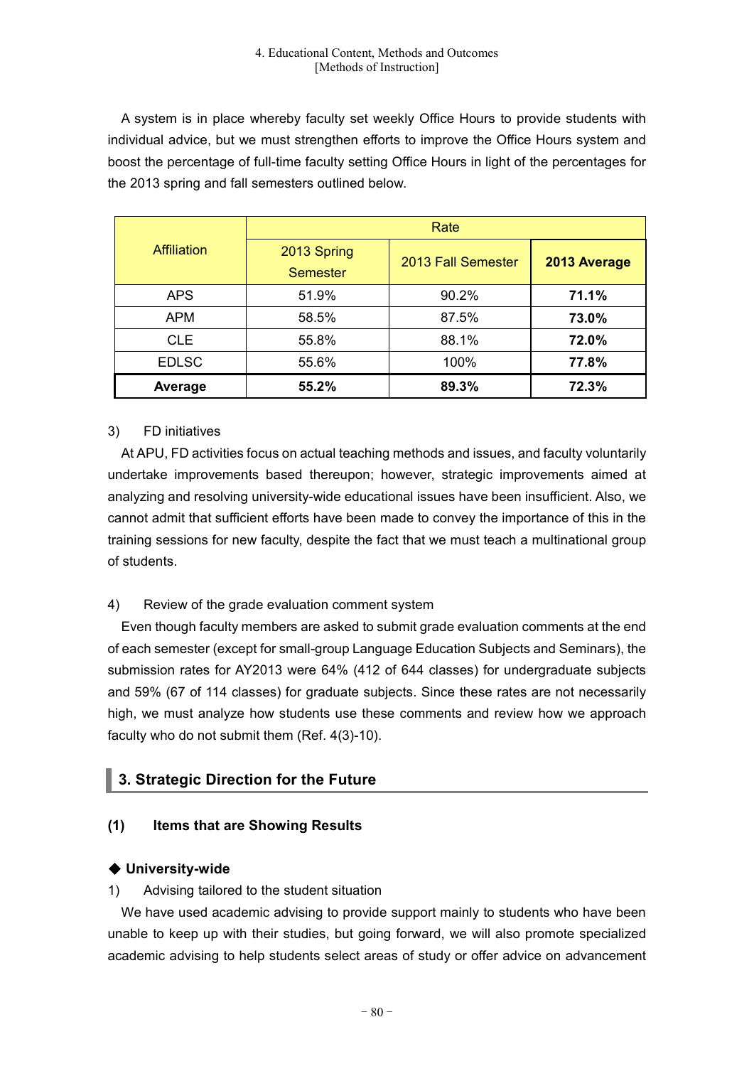A system is in place whereby faculty set weekly Office Hours to provide students with individual advice, but we must strengthen efforts to improve the Office Hours system and boost the percentage of full-time faculty setting Office Hours in light of the percentages for the 2013 spring and fall semesters outlined below.

| Affiliation | Rate | | |
|---|---|---|---|
| | 2013 Spring Semester | 2013 Fall Semester | **2013 Average** |
| APS | 51.9% | 90.2% | **71.1%** |
| APM | 58.5% | 87.5% | **73.0%** |
| CLE | 55.8% | 88.1% | **72.0%** |
| EDLSC | 55.6% | 100% | **77.8%** |
| **Average** | **55.2%** | **89.3%** | **72.3%** |

3) FD initiatives

At APU, FD activities focus on actual teaching methods and issues, and faculty voluntarily undertake improvements based thereupon; however, strategic improvements aimed at analyzing and resolving university-wide educational issues have been insufficient. Also, we cannot admit that sufficient efforts have been made to convey the importance of this in the training sessions for new faculty, despite the fact that we must teach a multinational group of students.

4) Review of the grade evaluation comment system

Even though faculty members are asked to submit grade evaluation comments at the end of each semester (except for small-group Language Education Subjects and Seminars), the submission rates for AY2013 were 64% (412 of 644 classes) for undergraduate subjects and 59% (67 of 114 classes) for graduate subjects. Since these rates are not necessarily high, we must analyze how students use these comments and review how we approach faculty who do not submit them (Ref. 4(3)-10).

## 3. Strategic Direction for the Future

### (1) Items that are Showing Results

**◆ University-wide**

1) Advising tailored to the student situation

We have used academic advising to provide support mainly to students who have been unable to keep up with their studies, but going forward, we will also promote specialized academic advising to help students select areas of study or offer advice on advancement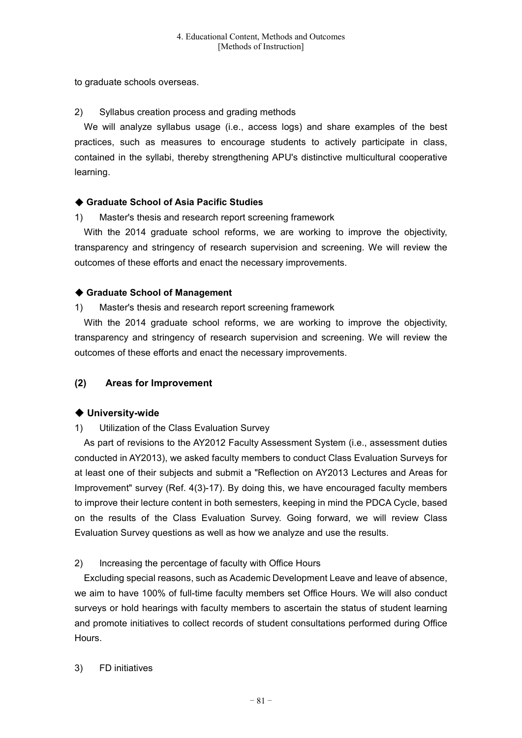to graduate schools overseas.

2) Syllabus creation process and grading methods

We will analyze syllabus usage (i.e., access logs) and share examples of the best practices, such as measures to encourage students to actively participate in class, contained in the syllabi, thereby strengthening APU's distinctive multicultural cooperative learning.

### ◆ Graduate School of Asia Pacific Studies

1) Master's thesis and research report screening framework

With the 2014 graduate school reforms, we are working to improve the objectivity, transparency and stringency of research supervision and screening. We will review the outcomes of these efforts and enact the necessary improvements.

### ◆ Graduate School of Management

1) Master's thesis and research report screening framework

With the 2014 graduate school reforms, we are working to improve the objectivity, transparency and stringency of research supervision and screening. We will review the outcomes of these efforts and enact the necessary improvements.

## (2) Areas for Improvement

### ◆ University-wide

1) Utilization of the Class Evaluation Survey

As part of revisions to the AY2012 Faculty Assessment System (i.e., assessment duties conducted in AY2013), we asked faculty members to conduct Class Evaluation Surveys for at least one of their subjects and submit a "Reflection on AY2013 Lectures and Areas for Improvement" survey (Ref. 4(3)-17). By doing this, we have encouraged faculty members to improve their lecture content in both semesters, keeping in mind the PDCA Cycle, based on the results of the Class Evaluation Survey. Going forward, we will review Class Evaluation Survey questions as well as how we analyze and use the results.

2) Increasing the percentage of faculty with Office Hours

Excluding special reasons, such as Academic Development Leave and leave of absence, we aim to have 100% of full-time faculty members set Office Hours. We will also conduct surveys or hold hearings with faculty members to ascertain the status of student learning and promote initiatives to collect records of student consultations performed during Office Hours.

3) FD initiatives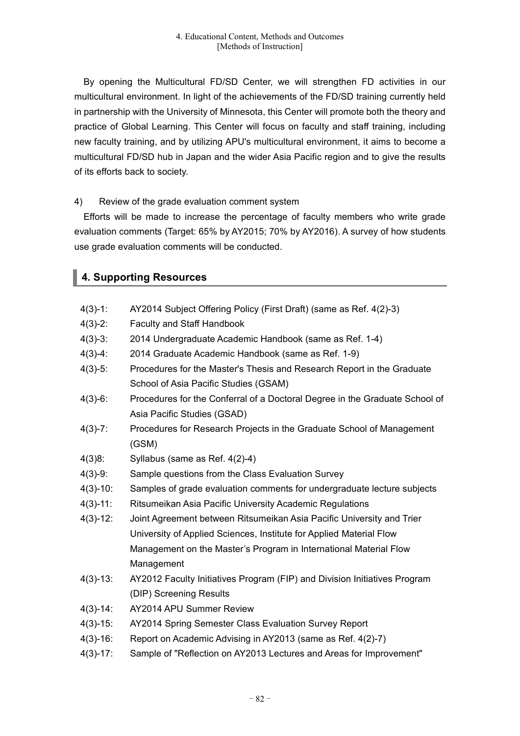By opening the Multicultural FD/SD Center, we will strengthen FD activities in our multicultural environment. In light of the achievements of the FD/SD training currently held in partnership with the University of Minnesota, this Center will promote both the theory and practice of Global Learning. This Center will focus on faculty and staff training, including new faculty training, and by utilizing APU's multicultural environment, it aims to become a multicultural FD/SD hub in Japan and the wider Asia Pacific region and to give the results of its efforts back to society.

4) Review of the grade evaluation comment system

Efforts will be made to increase the percentage of faculty members who write grade evaluation comments (Target: 65% by AY2015; 70% by AY2016). A survey of how students use grade evaluation comments will be conducted.

## 4. Supporting Resources

- 4(3)-1: AY2014 Subject Offering Policy (First Draft) (same as Ref. 4(2)-3)
- 4(3)-2: Faculty and Staff Handbook
- 4(3)-3: 2014 Undergraduate Academic Handbook (same as Ref. 1-4)
- 4(3)-4: 2014 Graduate Academic Handbook (same as Ref. 1-9)
- 4(3)-5: Procedures for the Master's Thesis and Research Report in the Graduate School of Asia Pacific Studies (GSAM)
- 4(3)-6: Procedures for the Conferral of a Doctoral Degree in the Graduate School of Asia Pacific Studies (GSAD)
- 4(3)-7: Procedures for Research Projects in the Graduate School of Management (GSM)
- 4(3)8: Syllabus (same as Ref. 4(2)-4)
- 4(3)-9: Sample questions from the Class Evaluation Survey
- 4(3)-10: Samples of grade evaluation comments for undergraduate lecture subjects
- 4(3)-11: Ritsumeikan Asia Pacific University Academic Regulations
- 4(3)-12: Joint Agreement between Ritsumeikan Asia Pacific University and Trier University of Applied Sciences, Institute for Applied Material Flow Management on the Master's Program in International Material Flow Management
- 4(3)-13: AY2012 Faculty Initiatives Program (FIP) and Division Initiatives Program (DIP) Screening Results
- 4(3)-14: AY2014 APU Summer Review
- 4(3)-15: AY2014 Spring Semester Class Evaluation Survey Report
- 4(3)-16: Report on Academic Advising in AY2013 (same as Ref. 4(2)-7)
- 4(3)-17: Sample of "Reflection on AY2013 Lectures and Areas for Improvement"